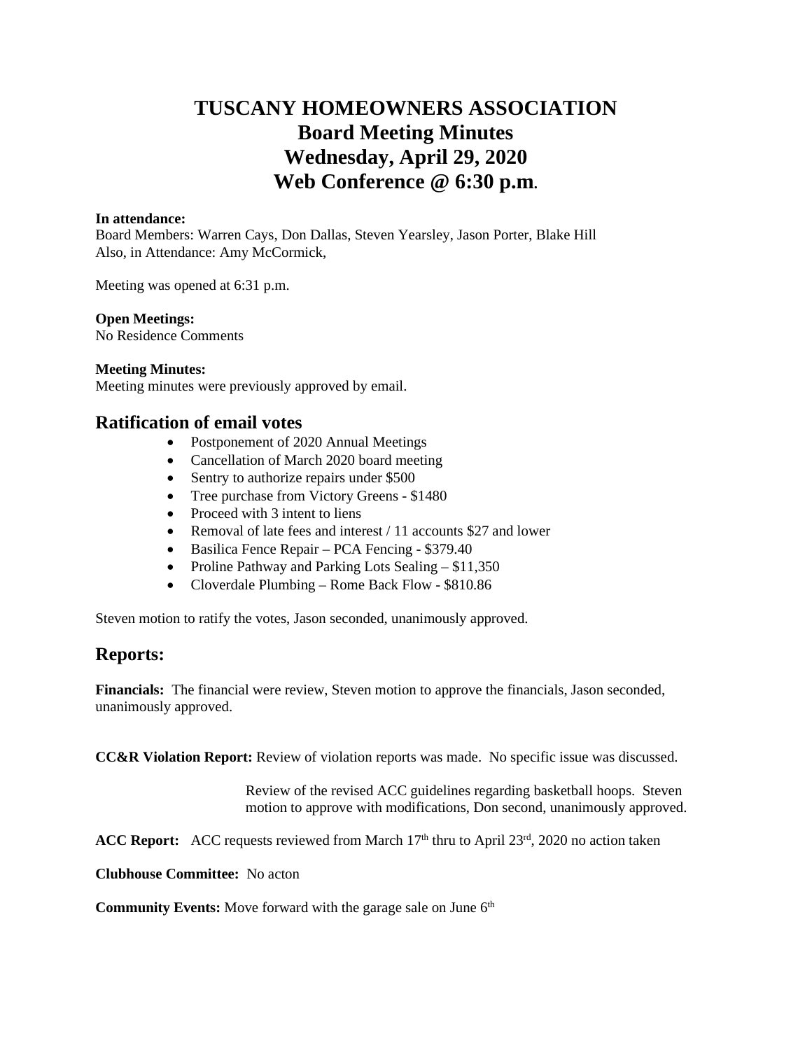# TUSCANY HOMEOWNERS ASSOCIATION
# Board Meeting Minutes
# Wednesday, April 29, 2020
# Web Conference @ 6:30 p.m.

**In attendance:**
Board Members: Warren Cays, Don Dallas, Steven Yearsley, Jason Porter, Blake Hill
Also, in Attendance: Amy McCormick,

Meeting was opened at 6:31 p.m.

**Open Meetings:**
No Residence Comments

**Meeting Minutes:**
Meeting minutes were previously approved by email.

## Ratification of email votes

- Postponement of 2020 Annual Meetings
- Cancellation of March 2020 board meeting
- Sentry to authorize repairs under $500
- Tree purchase from Victory Greens - $1480
- Proceed with 3 intent to liens
- Removal of late fees and interest / 11 accounts $27 and lower
- Basilica Fence Repair – PCA Fencing - $379.40
- Proline Pathway and Parking Lots Sealing – $11,350
- Cloverdale Plumbing – Rome Back Flow - $810.86

Steven motion to ratify the votes, Jason seconded, unanimously approved.

## Reports:

**Financials:** The financial were review, Steven motion to approve the financials, Jason seconded, unanimously approved.

**CC&R Violation Report:** Review of violation reports was made. No specific issue was discussed.

Review of the revised ACC guidelines regarding basketball hoops. Steven motion to approve with modifications, Don second, unanimously approved.

**ACC Report:** ACC requests reviewed from March 17th thru to April 23rd, 2020 no action taken

**Clubhouse Committee:** No acton

**Community Events:** Move forward with the garage sale on June 6th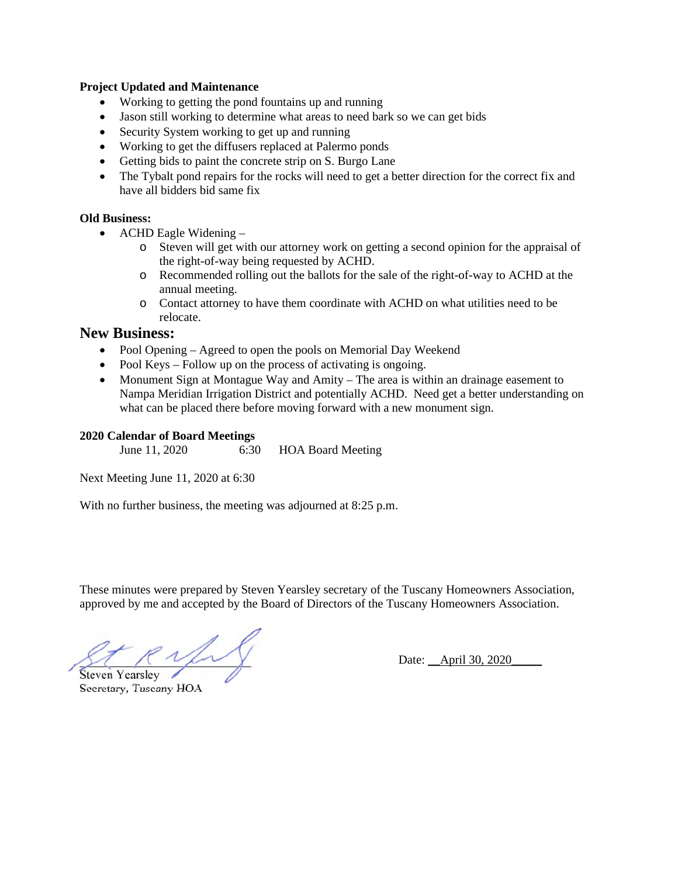**Project Updated and Maintenance**

- Working to getting the pond fountains up and running
- Jason still working to determine what areas to need bark so we can get bids
- Security System working to get up and running
- Working to get the diffusers replaced at Palermo ponds
- Getting bids to paint the concrete strip on S. Burgo Lane
- The Tybalt pond repairs for the rocks will need to get a better direction for the correct fix and have all bidders bid same fix

**Old Business:**

- ACHD Eagle Widening –
  - Steven will get with our attorney work on getting a second opinion for the appraisal of the right-of-way being requested by ACHD.
  - Recommended rolling out the ballots for the sale of the right-of-way to ACHD at the annual meeting.
  - Contact attorney to have them coordinate with ACHD on what utilities need to be relocate.

## New Business:

- Pool Opening – Agreed to open the pools on Memorial Day Weekend
- Pool Keys – Follow up on the process of activating is ongoing.
- Monument Sign at Montague Way and Amity – The area is within an drainage easement to Nampa Meridian Irrigation District and potentially ACHD. Need get a better understanding on what can be placed there before moving forward with a new monument sign.

**2020 Calendar of Board Meetings**

June 11, 2020 6:30 HOA Board Meeting

Next Meeting June 11, 2020 at 6:30

With no further business, the meeting was adjourned at 8:25 p.m.

These minutes were prepared by Steven Yearsley secretary of the Tuscany Homeowners Association, approved by me and accepted by the Board of Directors of the Tuscany Homeowners Association.

Steven Yearsley
Secretary, Tuscany HOA

Date: April 30, 2020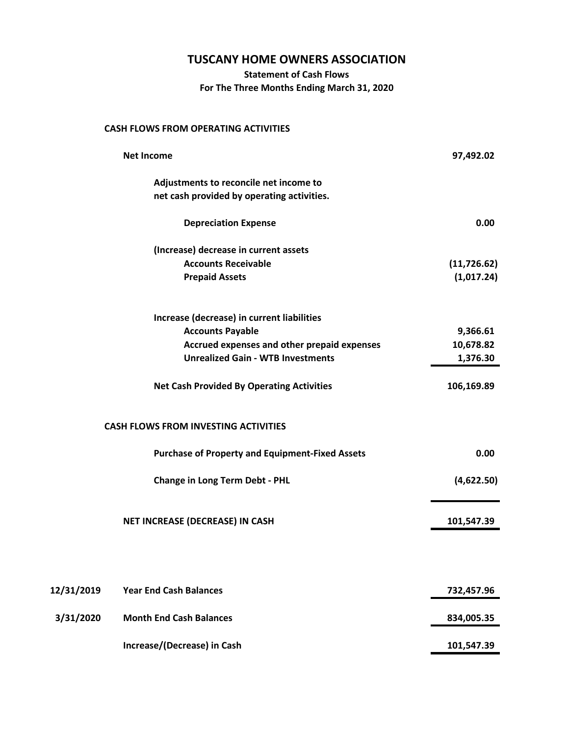# TUSCANY HOME OWNERS ASSOCIATION

**Statement of Cash Flows**
**For The Three Months Ending March 31, 2020**

| | | |
|---|---|---|
| | **CASH FLOWS FROM OPERATING ACTIVITIES** | |
| | **Net Income** | **97,492.02** |
| | **Adjustments to reconcile net income to net cash provided by operating activities.** | |
| | **Depreciation Expense** | **0.00** |
| | **(Increase) decrease in current assets** | |
| | **Accounts Receivable** | **(11,726.62)** |
| | **Prepaid Assets** | **(1,017.24)** |
| | **Increase (decrease) in current liabilities** | |
| | **Accounts Payable** | **9,366.61** |
| | **Accrued expenses and other prepaid expenses** | **10,678.82** |
| | **Unrealized Gain - WTB Investments** | **1,376.30** |
| | **Net Cash Provided By Operating Activities** | **106,169.89** |
| | **CASH FLOWS FROM INVESTING ACTIVITIES** | |
| | **Purchase of Property and Equipment-Fixed Assets** | **0.00** |
| | **Change in Long Term Debt - PHL** | **(4,622.50)** |
| | **NET INCREASE (DECREASE) IN CASH** | **101,547.39** |
| **12/31/2019** | **Year End Cash Balances** | **732,457.96** |
| **3/31/2020** | **Month End Cash Balances** | **834,005.35** |
| | **Increase/(Decrease) in Cash** | **101,547.39** |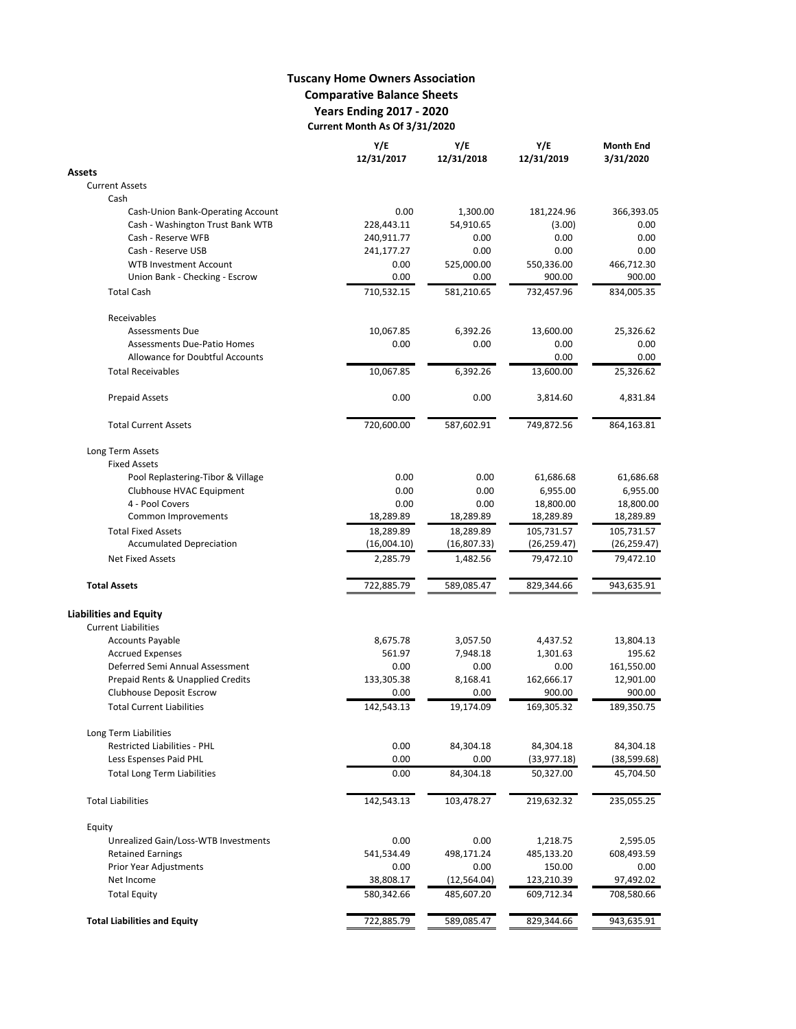# Tuscany Home Owners Association

## Comparative Balance Sheets

### Years Ending 2017 - 2020

**Current Month As Of 3/31/2020**

| | Y/E 12/31/2017 | Y/E 12/31/2018 | Y/E 12/31/2019 | Month End 3/31/2020 |
|---|---|---|---|---|
| **Assets** | | | | |
| Current Assets | | | | |
| Cash | | | | |
| Cash-Union Bank-Operating Account | 0.00 | 1,300.00 | 181,224.96 | 366,393.05 |
| Cash - Washington Trust Bank WTB | 228,443.11 | 54,910.65 | (3.00) | 0.00 |
| Cash - Reserve WFB | 240,911.77 | 0.00 | 0.00 | 0.00 |
| Cash - Reserve USB | 241,177.27 | 0.00 | 0.00 | 0.00 |
| WTB Investment Account | 0.00 | 525,000.00 | 550,336.00 | 466,712.30 |
| Union Bank - Checking - Escrow | 0.00 | 0.00 | 900.00 | 900.00 |
| Total Cash | 710,532.15 | 581,210.65 | 732,457.96 | 834,005.35 |
| Receivables | | | | |
| Assessments Due | 10,067.85 | 6,392.26 | 13,600.00 | 25,326.62 |
| Assessments Due-Patio Homes | 0.00 | 0.00 | 0.00 | 0.00 |
| Allowance for Doubtful Accounts | | | 0.00 | 0.00 |
| Total Receivables | 10,067.85 | 6,392.26 | 13,600.00 | 25,326.62 |
| Prepaid Assets | 0.00 | 0.00 | 3,814.60 | 4,831.84 |
| Total Current Assets | 720,600.00 | 587,602.91 | 749,872.56 | 864,163.81 |
| Long Term Assets | | | | |
| Fixed Assets | | | | |
| Pool Replastering-Tibor & Village | 0.00 | 0.00 | 61,686.68 | 61,686.68 |
| Clubhouse HVAC Equipment | 0.00 | 0.00 | 6,955.00 | 6,955.00 |
| 4 - Pool Covers | 0.00 | 0.00 | 18,800.00 | 18,800.00 |
| Common Improvements | 18,289.89 | 18,289.89 | 18,289.89 | 18,289.89 |
| Total Fixed Assets | 18,289.89 | 18,289.89 | 105,731.57 | 105,731.57 |
| Accumulated Depreciation | (16,004.10) | (16,807.33) | (26,259.47) | (26,259.47) |
| Net Fixed Assets | 2,285.79 | 1,482.56 | 79,472.10 | 79,472.10 |
| **Total Assets** | 722,885.79 | 589,085.47 | 829,344.66 | 943,635.91 |
| **Liabilities and Equity** | | | | |
| Current Liabilities | | | | |
| Accounts Payable | 8,675.78 | 3,057.50 | 4,437.52 | 13,804.13 |
| Accrued Expenses | 561.97 | 7,948.18 | 1,301.63 | 195.62 |
| Deferred Semi Annual Assessment | 0.00 | 0.00 | 0.00 | 161,550.00 |
| Prepaid Rents & Unapplied Credits | 133,305.38 | 8,168.41 | 162,666.17 | 12,901.00 |
| Clubhouse Deposit Escrow | 0.00 | 0.00 | 900.00 | 900.00 |
| Total Current Liabilities | 142,543.13 | 19,174.09 | 169,305.32 | 189,350.75 |
| Long Term Liabilities | | | | |
| Restricted Liabilities - PHL | 0.00 | 84,304.18 | 84,304.18 | 84,304.18 |
| Less Espenses Paid PHL | 0.00 | 0.00 | (33,977.18) | (38,599.68) |
| Total Long Term Liabilities | 0.00 | 84,304.18 | 50,327.00 | 45,704.50 |
| Total Liabilities | 142,543.13 | 103,478.27 | 219,632.32 | 235,055.25 |
| Equity | | | | |
| Unrealized Gain/Loss-WTB Investments | 0.00 | 0.00 | 1,218.75 | 2,595.05 |
| Retained Earnings | 541,534.49 | 498,171.24 | 485,133.20 | 608,493.59 |
| Prior Year Adjustments | 0.00 | 0.00 | 150.00 | 0.00 |
| Net Income | 38,808.17 | (12,564.04) | 123,210.39 | 97,492.02 |
| Total Equity | 580,342.66 | 485,607.20 | 609,712.34 | 708,580.66 |
| **Total Liabilities and Equity** | 722,885.79 | 589,085.47 | 829,344.66 | 943,635.91 |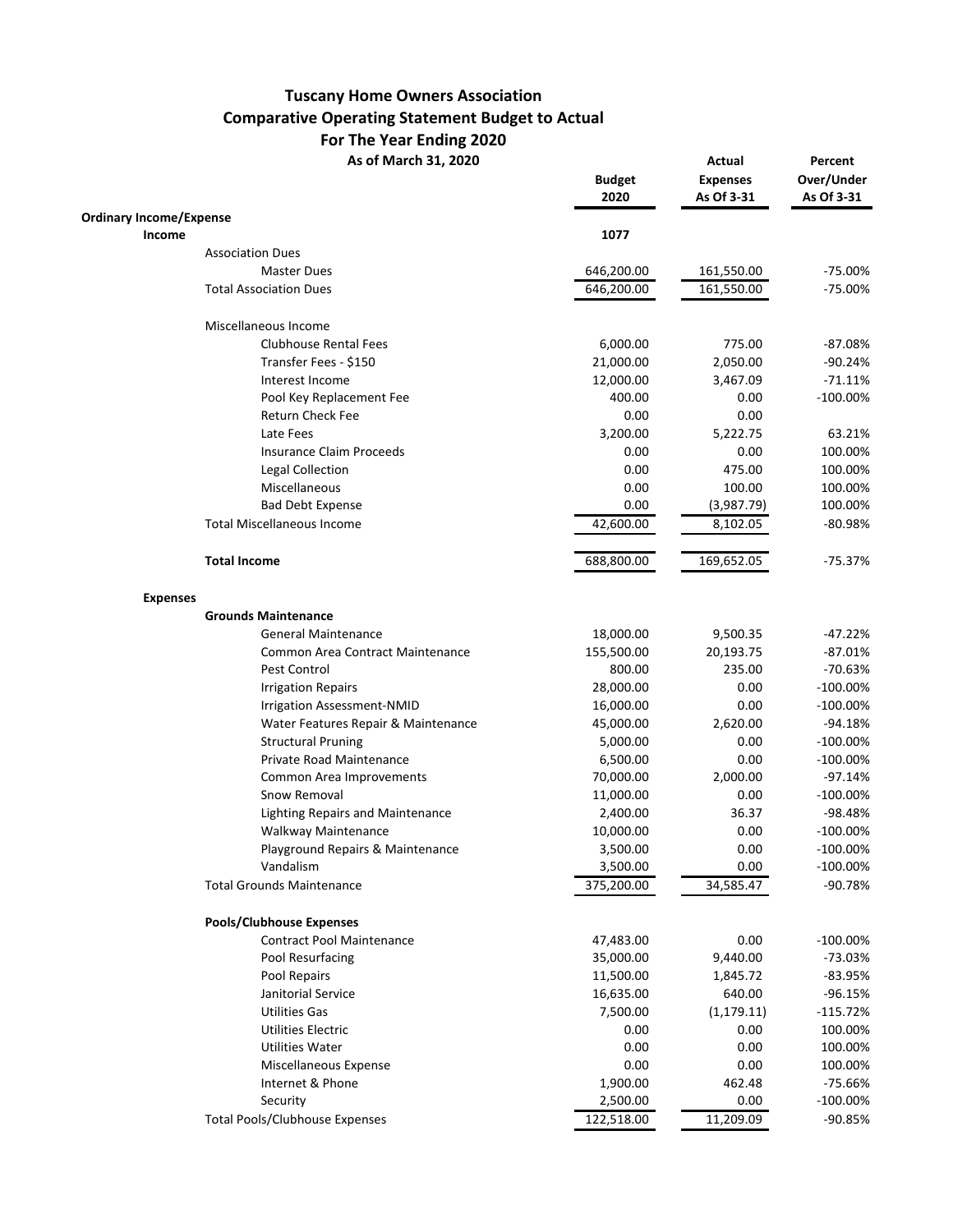# Tuscany Home Owners Association
## Comparative Operating Statement Budget to Actual
### For The Year Ending 2020

**As of March 31, 2020**

| | Budget 2020 | Actual Expenses As Of 3-31 | Percent Over/Under As Of 3-31 |
|---|---|---|---|
| **Ordinary Income/Expense** | | | |
| **Income** | **1077** | | |
| Association Dues | | | |
| Master Dues | 646,200.00 | 161,550.00 | -75.00% |
| Total Association Dues | 646,200.00 | 161,550.00 | -75.00% |
| | | | |
| Miscellaneous Income | | | |
| Clubhouse Rental Fees | 6,000.00 | 775.00 | -87.08% |
| Transfer Fees - $150 | 21,000.00 | 2,050.00 | -90.24% |
| Interest Income | 12,000.00 | 3,467.09 | -71.11% |
| Pool Key Replacement Fee | 400.00 | 0.00 | -100.00% |
| Return Check Fee | 0.00 | 0.00 | |
| Late Fees | 3,200.00 | 5,222.75 | 63.21% |
| Insurance Claim Proceeds | 0.00 | 0.00 | 100.00% |
| Legal Collection | 0.00 | 475.00 | 100.00% |
| Miscellaneous | 0.00 | 100.00 | 100.00% |
| Bad Debt Expense | 0.00 | (3,987.79) | 100.00% |
| Total Miscellaneous Income | 42,600.00 | 8,102.05 | -80.98% |
| | | | |
| **Total Income** | 688,800.00 | 169,652.05 | -75.37% |
| | | | |
| **Expenses** | | | |
| **Grounds Maintenance** | | | |
| General Maintenance | 18,000.00 | 9,500.35 | -47.22% |
| Common Area Contract Maintenance | 155,500.00 | 20,193.75 | -87.01% |
| Pest Control | 800.00 | 235.00 | -70.63% |
| Irrigation Repairs | 28,000.00 | 0.00 | -100.00% |
| Irrigation Assessment-NMID | 16,000.00 | 0.00 | -100.00% |
| Water Features Repair & Maintenance | 45,000.00 | 2,620.00 | -94.18% |
| Structural Pruning | 5,000.00 | 0.00 | -100.00% |
| Private Road Maintenance | 6,500.00 | 0.00 | -100.00% |
| Common Area Improvements | 70,000.00 | 2,000.00 | -97.14% |
| Snow Removal | 11,000.00 | 0.00 | -100.00% |
| Lighting Repairs and Maintenance | 2,400.00 | 36.37 | -98.48% |
| Walkway Maintenance | 10,000.00 | 0.00 | -100.00% |
| Playground Repairs & Maintenance | 3,500.00 | 0.00 | -100.00% |
| Vandalism | 3,500.00 | 0.00 | -100.00% |
| Total Grounds Maintenance | 375,200.00 | 34,585.47 | -90.78% |
| | | | |
| **Pools/Clubhouse Expenses** | | | |
| Contract Pool Maintenance | 47,483.00 | 0.00 | -100.00% |
| Pool Resurfacing | 35,000.00 | 9,440.00 | -73.03% |
| Pool Repairs | 11,500.00 | 1,845.72 | -83.95% |
| Janitorial Service | 16,635.00 | 640.00 | -96.15% |
| Utilities Gas | 7,500.00 | (1,179.11) | -115.72% |
| Utilities Electric | 0.00 | 0.00 | 100.00% |
| Utilities Water | 0.00 | 0.00 | 100.00% |
| Miscellaneous Expense | 0.00 | 0.00 | 100.00% |
| Internet & Phone | 1,900.00 | 462.48 | -75.66% |
| Security | 2,500.00 | 0.00 | -100.00% |
| Total Pools/Clubhouse Expenses | 122,518.00 | 11,209.09 | -90.85% |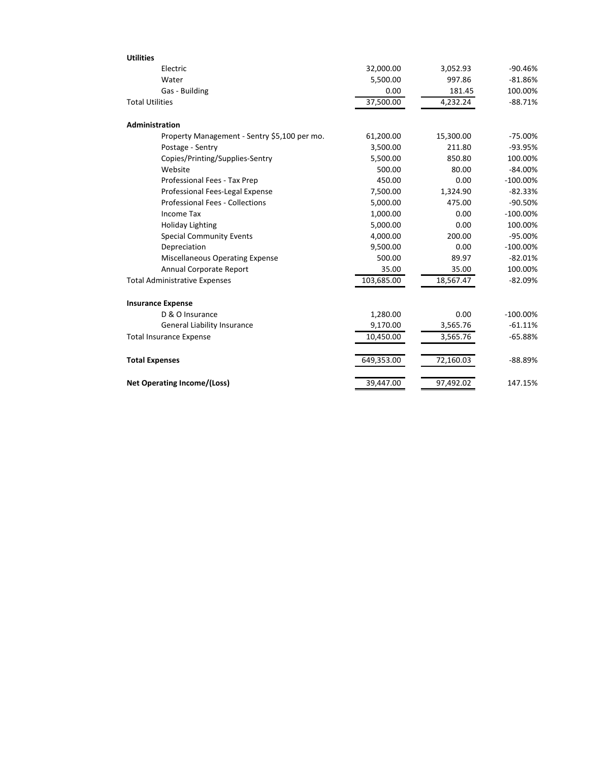| | | | |
|---|---|---|---|
| **Utilities** | | | |
| Electric | 32,000.00 | 3,052.93 | -90.46% |
| Water | 5,500.00 | 997.86 | -81.86% |
| Gas - Building | 0.00 | 181.45 | 100.00% |
| Total Utilities | 37,500.00 | 4,232.24 | -88.71% |
| | | | |
| **Administration** | | | |
| Property Management - Sentry $5,100 per mo. | 61,200.00 | 15,300.00 | -75.00% |
| Postage - Sentry | 3,500.00 | 211.80 | -93.95% |
| Copies/Printing/Supplies-Sentry | 5,500.00 | 850.80 | 100.00% |
| Website | 500.00 | 80.00 | -84.00% |
| Professional Fees - Tax Prep | 450.00 | 0.00 | -100.00% |
| Professional Fees-Legal Expense | 7,500.00 | 1,324.90 | -82.33% |
| Professional Fees - Collections | 5,000.00 | 475.00 | -90.50% |
| Income Tax | 1,000.00 | 0.00 | -100.00% |
| Holiday Lighting | 5,000.00 | 0.00 | 100.00% |
| Special Community Events | 4,000.00 | 200.00 | -95.00% |
| Depreciation | 9,500.00 | 0.00 | -100.00% |
| Miscellaneous Operating Expense | 500.00 | 89.97 | -82.01% |
| Annual Corporate Report | 35.00 | 35.00 | 100.00% |
| Total Administrative Expenses | 103,685.00 | 18,567.47 | -82.09% |
| | | | |
| **Insurance Expense** | | | |
| D & O Insurance | 1,280.00 | 0.00 | -100.00% |
| General Liability Insurance | 9,170.00 | 3,565.76 | -61.11% |
| Total Insurance Expense | 10,450.00 | 3,565.76 | -65.88% |
| | | | |
| **Total Expenses** | 649,353.00 | 72,160.03 | -88.89% |
| | | | |
| **Net Operating Income/(Loss)** | 39,447.00 | 97,492.02 | 147.15% |